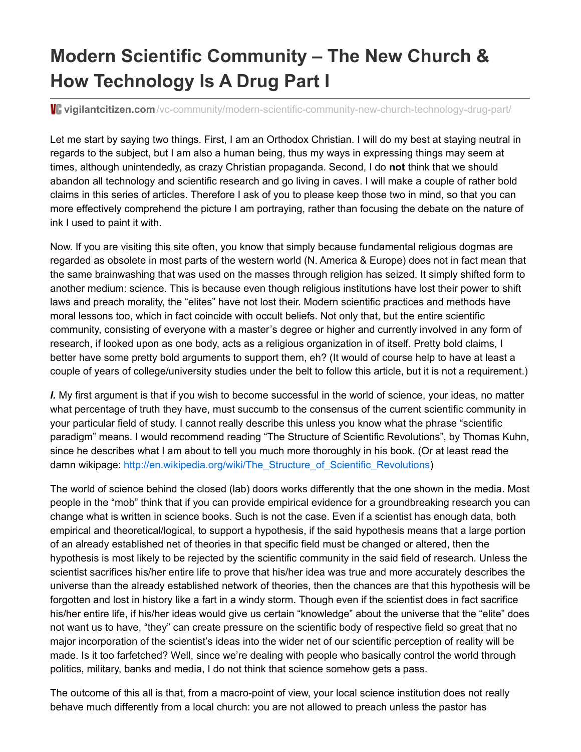# Modern Scientific Community – The New Church & How Technology Is A Drug Part I

vigilantcitizen.com/vc-community/modern-scientific-community-new-church-technology-drug-part/

Let me start by saying two things. First, I am an Orthodox Christian. I will do my best at staying neutral in regards to the subject, but I am also a human being, thus my ways in expressing things may seem at times, although unintendedly, as crazy Christian propaganda. Second, I do **not** think that we should abandon all technology and scientific research and go living in caves. I will make a couple of rather bold claims in this series of articles. Therefore I ask of you to please keep those two in mind, so that you can more effectively comprehend the picture I am portraying, rather than focusing the debate on the nature of ink I used to paint it with.

Now. If you are visiting this site often, you know that simply because fundamental religious dogmas are regarded as obsolete in most parts of the western world (N. America & Europe) does not in fact mean that the same brainwashing that was used on the masses through religion has seized. It simply shifted form to another medium: science. This is because even though religious institutions have lost their power to shift laws and preach morality, the "elites" have not lost their. Modern scientific practices and methods have moral lessons too, which in fact coincide with occult beliefs. Not only that, but the entire scientific community, consisting of everyone with a master's degree or higher and currently involved in any form of research, if looked upon as one body, acts as a religious organization in of itself. Pretty bold claims, I better have some pretty bold arguments to support them, eh? (It would of course help to have at least a couple of years of college/university studies under the belt to follow this article, but it is not a requirement.)

***I.*** My first argument is that if you wish to become successful in the world of science, your ideas, no matter what percentage of truth they have, must succumb to the consensus of the current scientific community in your particular field of study. I cannot really describe this unless you know what the phrase "scientific paradigm" means. I would recommend reading "The Structure of Scientific Revolutions", by Thomas Kuhn, since he describes what I am about to tell you much more thoroughly in his book. (Or at least read the damn wikipage: http://en.wikipedia.org/wiki/The_Structure_of_Scientific_Revolutions)

The world of science behind the closed (lab) doors works differently that the one shown in the media. Most people in the "mob" think that if you can provide empirical evidence for a groundbreaking research you can change what is written in science books. Such is not the case. Even if a scientist has enough data, both empirical and theoretical/logical, to support a hypothesis, if the said hypothesis means that a large portion of an already established net of theories in that specific field must be changed or altered, then the hypothesis is most likely to be rejected by the scientific community in the said field of research. Unless the scientist sacrifices his/her entire life to prove that his/her idea was true and more accurately describes the universe than the already established network of theories, then the chances are that this hypothesis will be forgotten and lost in history like a fart in a windy storm. Though even if the scientist does in fact sacrifice his/her entire life, if his/her ideas would give us certain "knowledge" about the universe that the "elite" does not want us to have, "they" can create pressure on the scientific body of respective field so great that no major incorporation of the scientist's ideas into the wider net of our scientific perception of reality will be made. Is it too farfetched? Well, since we're dealing with people who basically control the world through politics, military, banks and media, I do not think that science somehow gets a pass.

The outcome of this all is that, from a macro-point of view, your local science institution does not really behave much differently from a local church: you are not allowed to preach unless the pastor has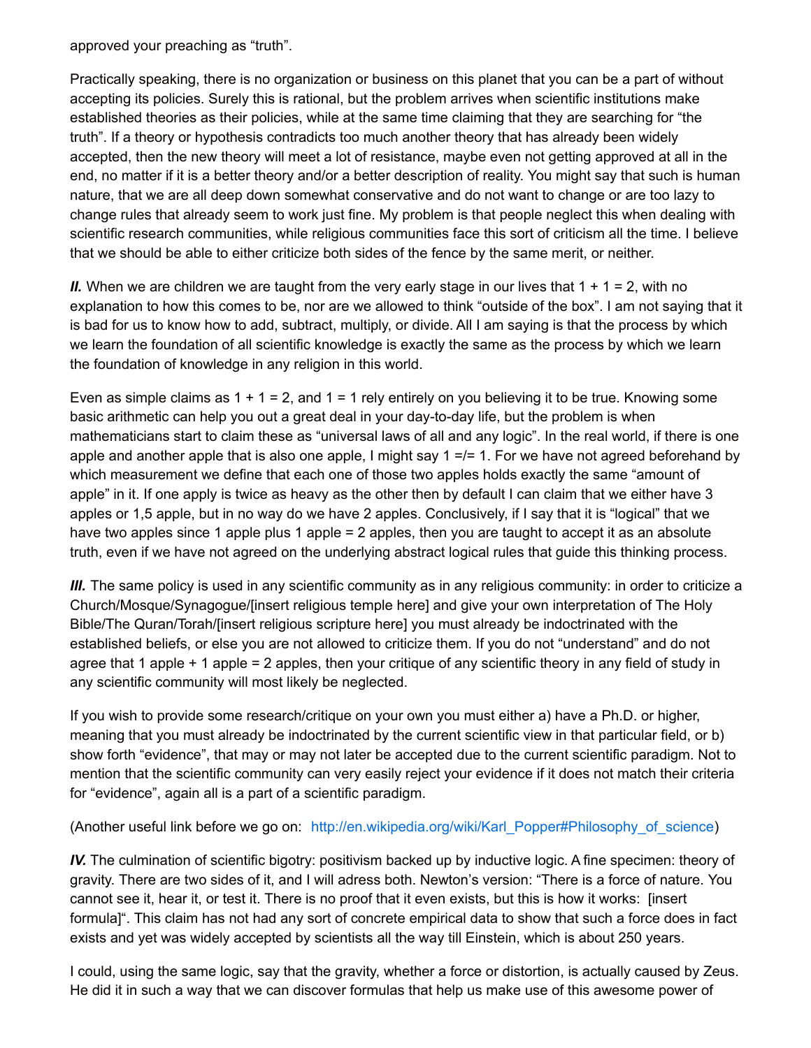approved your preaching as “truth”.

Practically speaking, there is no organization or business on this planet that you can be a part of without accepting its policies. Surely this is rational, but the problem arrives when scientific institutions make established theories as their policies, while at the same time claiming that they are searching for “the truth”. If a theory or hypothesis contradicts too much another theory that has already been widely accepted, then the new theory will meet a lot of resistance, maybe even not getting approved at all in the end, no matter if it is a better theory and/or a better description of reality. You might say that such is human nature, that we are all deep down somewhat conservative and do not want to change or are too lazy to change rules that already seem to work just fine. My problem is that people neglect this when dealing with scientific research communities, while religious communities face this sort of criticism all the time. I believe that we should be able to either criticize both sides of the fence by the same merit, or neither.

***II.*** When we are children we are taught from the very early stage in our lives that 1 + 1 = 2, with no explanation to how this comes to be, nor are we allowed to think “outside of the box”. I am not saying that it is bad for us to know how to add, subtract, multiply, or divide. All I am saying is that the process by which we learn the foundation of all scientific knowledge is exactly the same as the process by which we learn the foundation of knowledge in any religion in this world.

Even as simple claims as 1 + 1 = 2, and 1 = 1 rely entirely on you believing it to be true. Knowing some basic arithmetic can help you out a great deal in your day-to-day life, but the problem is when mathematicians start to claim these as “universal laws of all and any logic”. In the real world, if there is one apple and another apple that is also one apple, I might say 1 =/= 1. For we have not agreed beforehand by which measurement we define that each one of those two apples holds exactly the same “amount of apple” in it. If one apply is twice as heavy as the other then by default I can claim that we either have 3 apples or 1,5 apple, but in no way do we have 2 apples. Conclusively, if I say that it is “logical” that we have two apples since 1 apple plus 1 apple = 2 apples, then you are taught to accept it as an absolute truth, even if we have not agreed on the underlying abstract logical rules that guide this thinking process.

***III.*** The same policy is used in any scientific community as in any religious community: in order to criticize a Church/Mosque/Synagogue/[insert religious temple here] and give your own interpretation of The Holy Bible/The Quran/Torah/[insert religious scripture here] you must already be indoctrinated with the established beliefs, or else you are not allowed to criticize them. If you do not “understand” and do not agree that 1 apple + 1 apple = 2 apples, then your critique of any scientific theory in any field of study in any scientific community will most likely be neglected.

If you wish to provide some research/critique on your own you must either a) have a Ph.D. or higher, meaning that you must already be indoctrinated by the current scientific view in that particular field, or b) show forth “evidence”, that may or may not later be accepted due to the current scientific paradigm. Not to mention that the scientific community can very easily reject your evidence if it does not match their criteria for “evidence”, again all is a part of a scientific paradigm.

(Another useful link before we go on: http://en.wikipedia.org/wiki/Karl_Popper#Philosophy_of_science)

***IV.*** The culmination of scientific bigotry: positivism backed up by inductive logic. A fine specimen: theory of gravity. There are two sides of it, and I will adress both. Newton’s version: “There is a force of nature. You cannot see it, hear it, or test it. There is no proof that it even exists, but this is how it works: [insert formula]“. This claim has not had any sort of concrete empirical data to show that such a force does in fact exists and yet was widely accepted by scientists all the way till Einstein, which is about 250 years.

I could, using the same logic, say that the gravity, whether a force or distortion, is actually caused by Zeus. He did it in such a way that we can discover formulas that help us make use of this awesome power of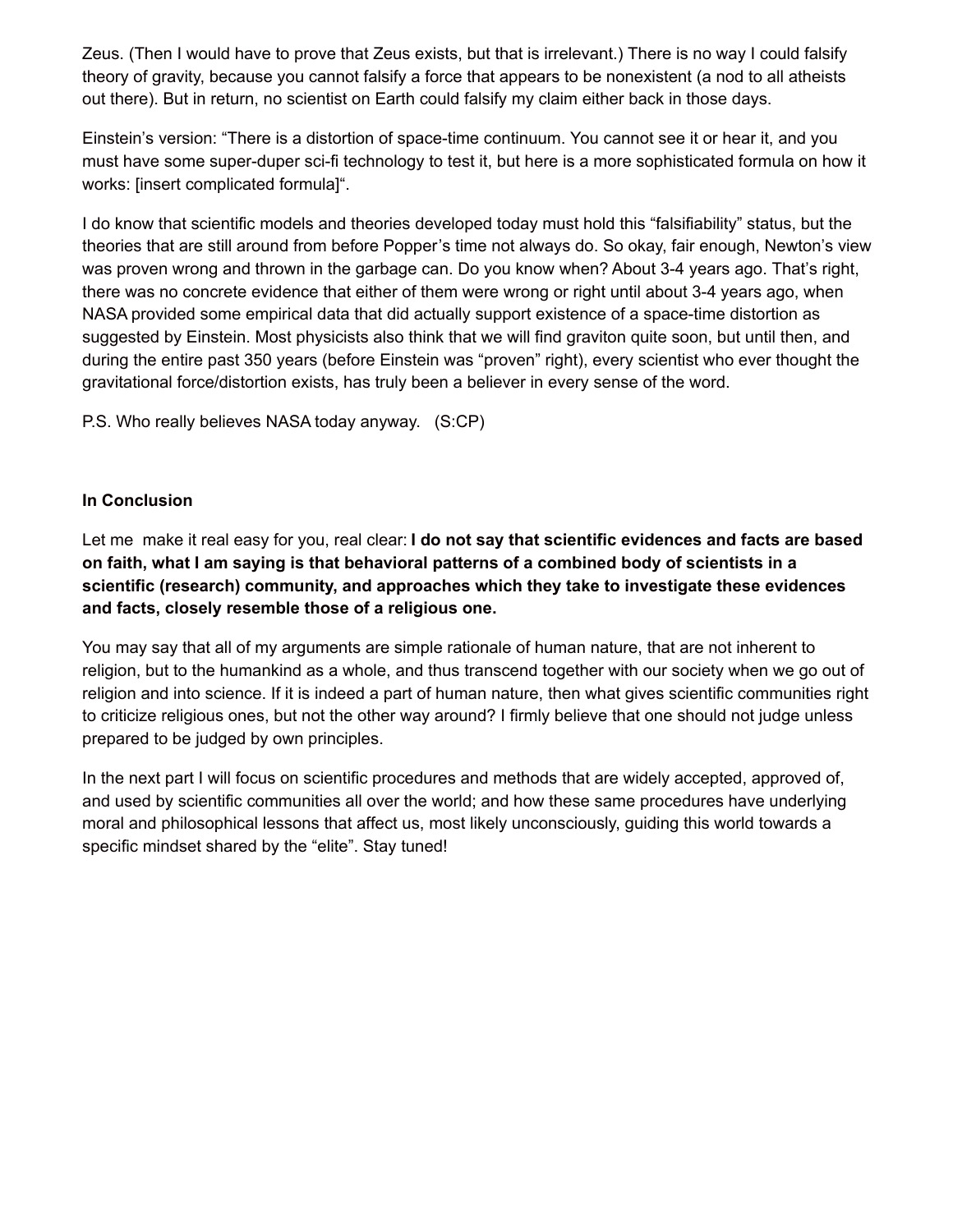Zeus. (Then I would have to prove that Zeus exists, but that is irrelevant.) There is no way I could falsify theory of gravity, because you cannot falsify a force that appears to be nonexistent (a nod to all atheists out there). But in return, no scientist on Earth could falsify my claim either back in those days.

Einstein's version: "There is a distortion of space-time continuum. You cannot see it or hear it, and you must have some super-duper sci-fi technology to test it, but here is a more sophisticated formula on how it works: [insert complicated formula]".

I do know that scientific models and theories developed today must hold this "falsifiability" status, but the theories that are still around from before Popper's time not always do. So okay, fair enough, Newton's view was proven wrong and thrown in the garbage can. Do you know when? About 3-4 years ago. That's right, there was no concrete evidence that either of them were wrong or right until about 3-4 years ago, when NASA provided some empirical data that did actually support existence of a space-time distortion as suggested by Einstein. Most physicists also think that we will find graviton quite soon, but until then, and during the entire past 350 years (before Einstein was "proven" right), every scientist who ever thought the gravitational force/distortion exists, has truly been a believer in every sense of the word.

P.S. Who really believes NASA today anyway. (S:CP)

**In Conclusion**

Let me make it real easy for you, real clear: **I do not say that scientific evidences and facts are based on faith, what I am saying is that behavioral patterns of a combined body of scientists in a scientific (research) community, and approaches which they take to investigate these evidences and facts, closely resemble those of a religious one.**

You may say that all of my arguments are simple rationale of human nature, that are not inherent to religion, but to the humankind as a whole, and thus transcend together with our society when we go out of religion and into science. If it is indeed a part of human nature, then what gives scientific communities right to criticize religious ones, but not the other way around? I firmly believe that one should not judge unless prepared to be judged by own principles.

In the next part I will focus on scientific procedures and methods that are widely accepted, approved of, and used by scientific communities all over the world; and how these same procedures have underlying moral and philosophical lessons that affect us, most likely unconsciously, guiding this world towards a specific mindset shared by the "elite". Stay tuned!